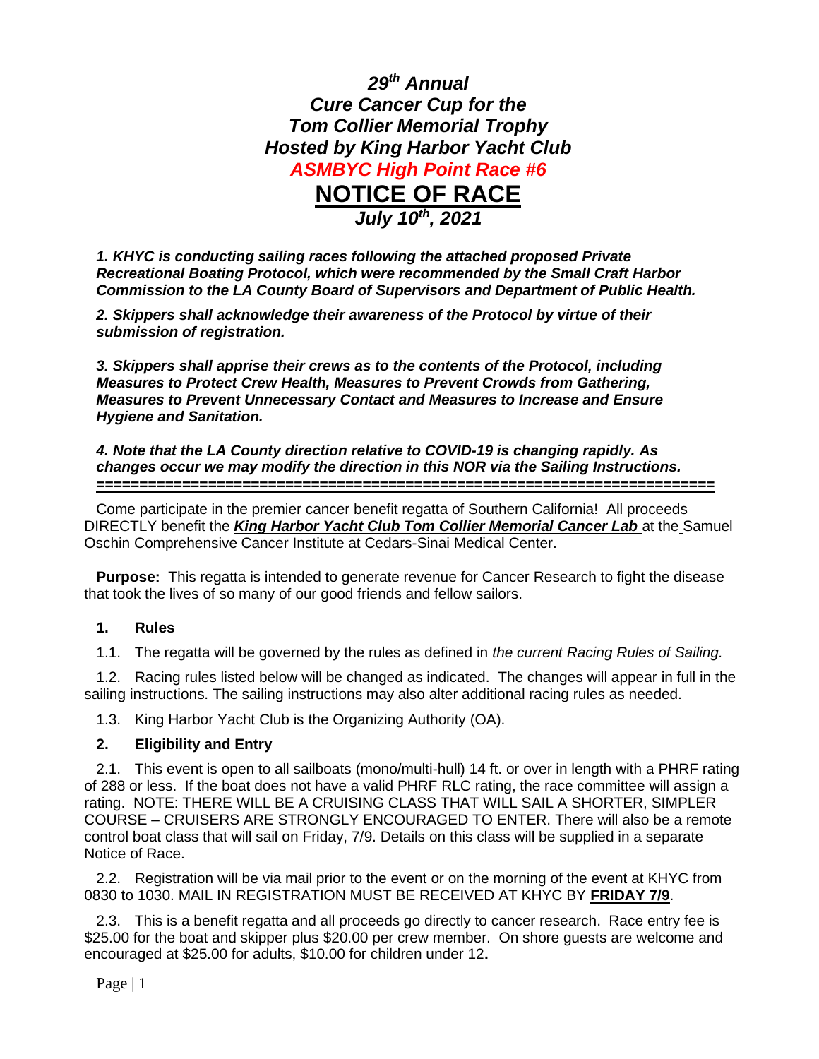***29th Annual***
***Cure Cancer Cup for the***
***Tom Collier Memorial Trophy***
***Hosted by King Harbor Yacht Club***
***ASMBYC High Point Race #6***

# NOTICE OF RACE

***July 10th, 2021***

***1. KHYC is conducting sailing races following the attached proposed Private Recreational Boating Protocol, which were recommended by the Small Craft Harbor Commission to the LA County Board of Supervisors and Department of Public Health.***

***2. Skippers shall acknowledge their awareness of the Protocol by virtue of their submission of registration.***

***3. Skippers shall apprise their crews as to the contents of the Protocol, including Measures to Protect Crew Health, Measures to Prevent Crowds from Gathering, Measures to Prevent Unnecessary Contact and Measures to Increase and Ensure Hygiene and Sanitation.***

***4. Note that the LA County direction relative to COVID-19 is changing rapidly. As changes occur we may modify the direction in this NOR via the Sailing Instructions.***

========================================================================

Come participate in the premier cancer benefit regatta of Southern California! All proceeds DIRECTLY benefit the ***King Harbor Yacht Club Tom Collier Memorial Cancer Lab*** at the Samuel Oschin Comprehensive Cancer Institute at Cedars-Sinai Medical Center.

**Purpose:** This regatta is intended to generate revenue for Cancer Research to fight the disease that took the lives of so many of our good friends and fellow sailors.

### 1. Rules

1.1. The regatta will be governed by the rules as defined in *the current Racing Rules of Sailing.*

1.2. Racing rules listed below will be changed as indicated. The changes will appear in full in the sailing instructions. The sailing instructions may also alter additional racing rules as needed.

1.3. King Harbor Yacht Club is the Organizing Authority (OA).

### 2. Eligibility and Entry

2.1. This event is open to all sailboats (mono/multi-hull) 14 ft. or over in length with a PHRF rating of 288 or less. If the boat does not have a valid PHRF RLC rating, the race committee will assign a rating. NOTE: THERE WILL BE A CRUISING CLASS THAT WILL SAIL A SHORTER, SIMPLER COURSE – CRUISERS ARE STRONGLY ENCOURAGED TO ENTER. There will also be a remote control boat class that will sail on Friday, 7/9. Details on this class will be supplied in a separate Notice of Race.

2.2. Registration will be via mail prior to the event or on the morning of the event at KHYC from 0830 to 1030. MAIL IN REGISTRATION MUST BE RECEIVED AT KHYC BY **FRIDAY 7/9**.

2.3. This is a benefit regatta and all proceeds go directly to cancer research. Race entry fee is $25.00 for the boat and skipper plus $20.00 per crew member. On shore guests are welcome and encouraged at $25.00 for adults, $10.00 for children under 12**.**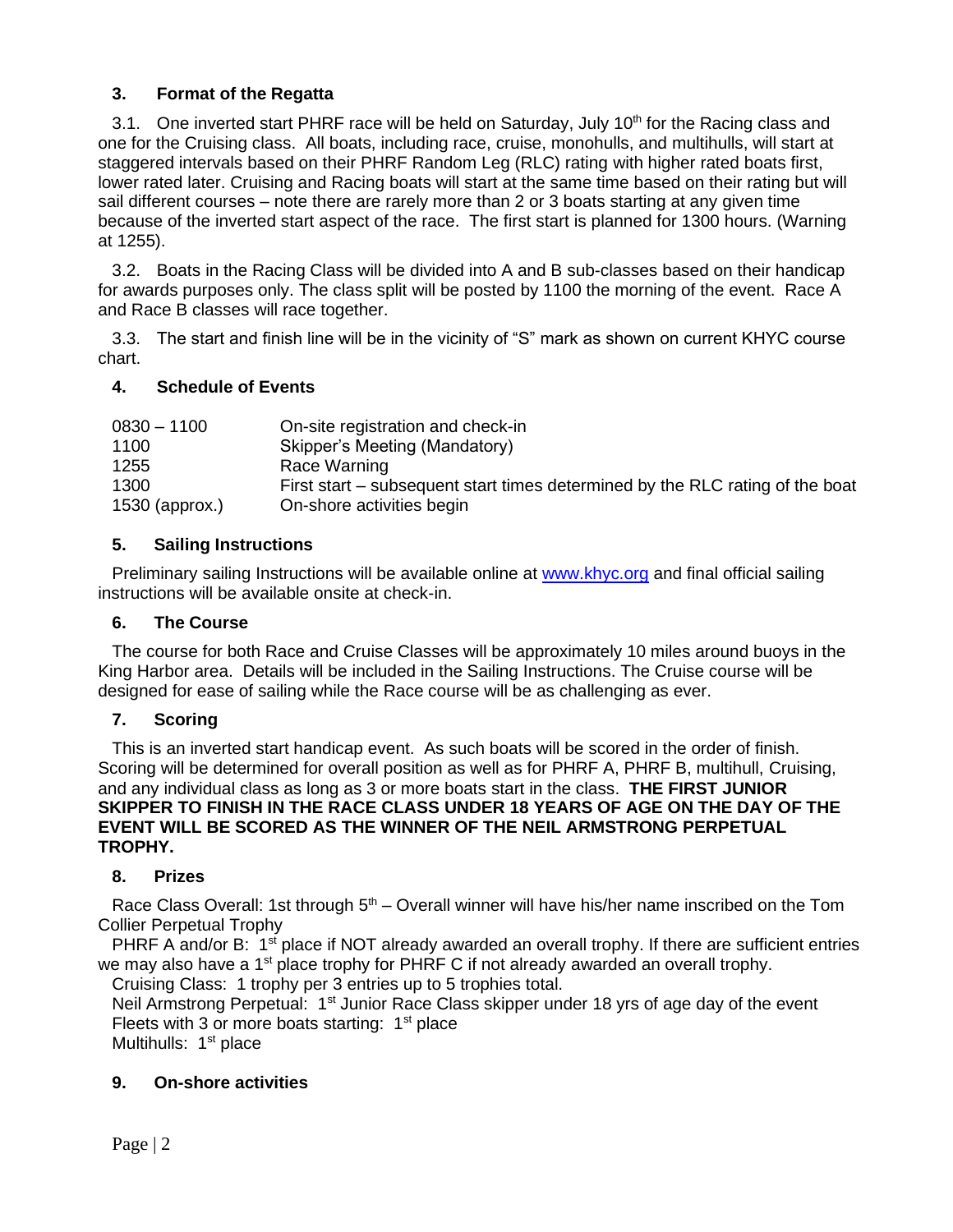## 3. Format of the Regatta

3.1. One inverted start PHRF race will be held on Saturday, July 10th for the Racing class and one for the Cruising class. All boats, including race, cruise, monohulls, and multihulls, will start at staggered intervals based on their PHRF Random Leg (RLC) rating with higher rated boats first, lower rated later. Cruising and Racing boats will start at the same time based on their rating but will sail different courses – note there are rarely more than 2 or 3 boats starting at any given time because of the inverted start aspect of the race. The first start is planned for 1300 hours. (Warning at 1255).

3.2. Boats in the Racing Class will be divided into A and B sub-classes based on their handicap for awards purposes only. The class split will be posted by 1100 the morning of the event. Race A and Race B classes will race together.

3.3. The start and finish line will be in the vicinity of "S" mark as shown on current KHYC course chart.

## 4. Schedule of Events

| | |
|---|---|
| 0830 – 1100 | On-site registration and check-in |
| 1100 | Skipper's Meeting (Mandatory) |
| 1255 | Race Warning |
| 1300 | First start – subsequent start times determined by the RLC rating of the boat |
| 1530 (approx.) | On-shore activities begin |

## 5. Sailing Instructions

Preliminary sailing Instructions will be available online at www.khyc.org and final official sailing instructions will be available onsite at check-in.

## 6. The Course

The course for both Race and Cruise Classes will be approximately 10 miles around buoys in the King Harbor area. Details will be included in the Sailing Instructions. The Cruise course will be designed for ease of sailing while the Race course will be as challenging as ever.

## 7. Scoring

This is an inverted start handicap event. As such boats will be scored in the order of finish. Scoring will be determined for overall position as well as for PHRF A, PHRF B, multihull, Cruising, and any individual class as long as 3 or more boats start in the class. **THE FIRST JUNIOR SKIPPER TO FINISH IN THE RACE CLASS UNDER 18 YEARS OF AGE ON THE DAY OF THE EVENT WILL BE SCORED AS THE WINNER OF THE NEIL ARMSTRONG PERPETUAL TROPHY.**

## 8. Prizes

Race Class Overall: 1st through 5th – Overall winner will have his/her name inscribed on the Tom Collier Perpetual Trophy

PHRF A and/or B: 1st place if NOT already awarded an overall trophy. If there are sufficient entries we may also have a 1st place trophy for PHRF C if not already awarded an overall trophy.

Cruising Class: 1 trophy per 3 entries up to 5 trophies total.

Neil Armstrong Perpetual: 1st Junior Race Class skipper under 18 yrs of age day of the event

Fleets with 3 or more boats starting: 1st place

Multihulls: 1st place

## 9. On-shore activities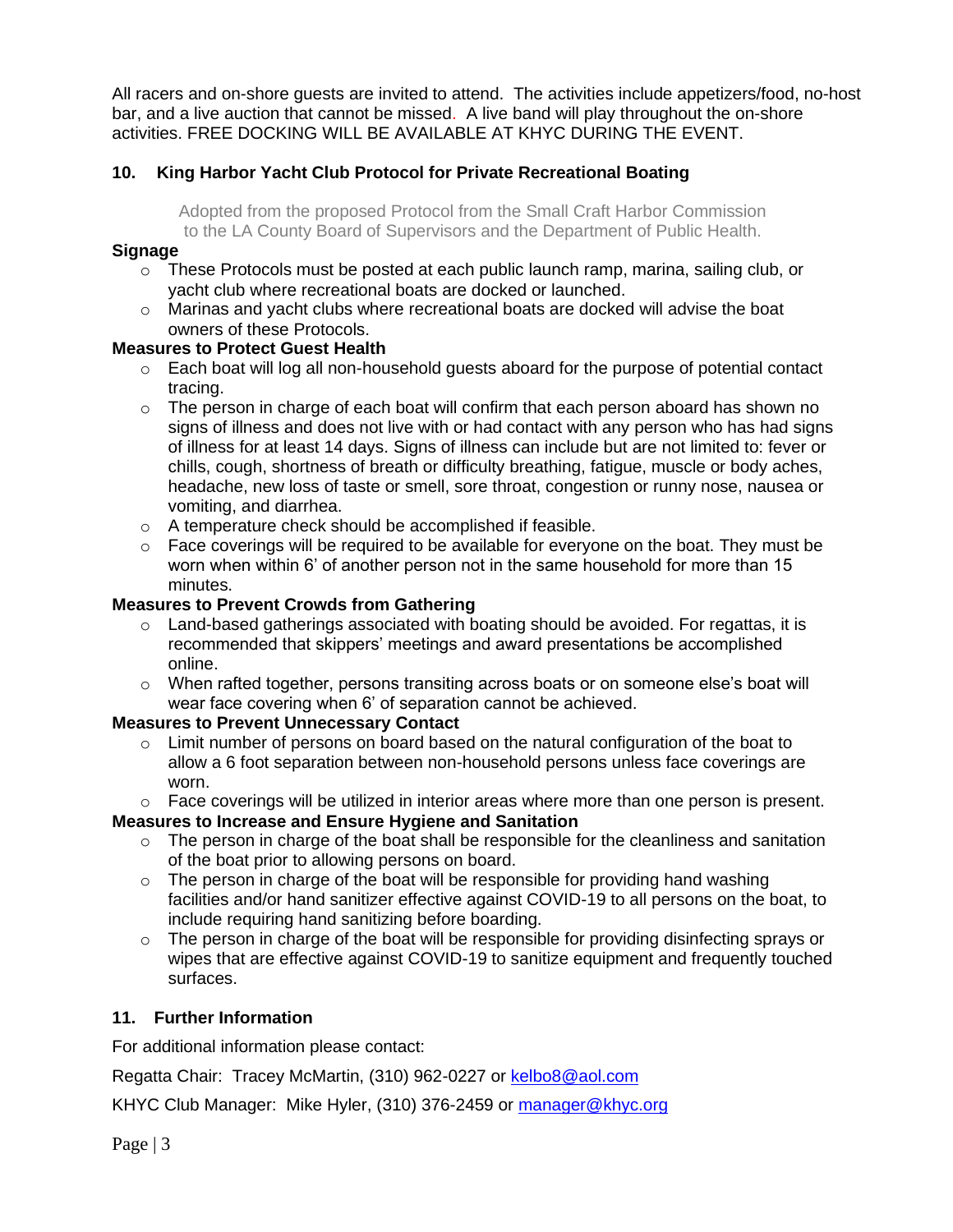All racers and on-shore guests are invited to attend. The activities include appetizers/food, no-host bar, and a live auction that cannot be missed. A live band will play throughout the on-shore activities. FREE DOCKING WILL BE AVAILABLE AT KHYC DURING THE EVENT.

## 10. King Harbor Yacht Club Protocol for Private Recreational Boating

Adopted from the proposed Protocol from the Small Craft Harbor Commission to the LA County Board of Supervisors and the Department of Public Health.

**Signage**

- These Protocols must be posted at each public launch ramp, marina, sailing club, or yacht club where recreational boats are docked or launched.
- Marinas and yacht clubs where recreational boats are docked will advise the boat owners of these Protocols.

**Measures to Protect Guest Health**

- Each boat will log all non-household guests aboard for the purpose of potential contact tracing.
- The person in charge of each boat will confirm that each person aboard has shown no signs of illness and does not live with or had contact with any person who has had signs of illness for at least 14 days. Signs of illness can include but are not limited to: fever or chills, cough, shortness of breath or difficulty breathing, fatigue, muscle or body aches, headache, new loss of taste or smell, sore throat, congestion or runny nose, nausea or vomiting, and diarrhea.
- A temperature check should be accomplished if feasible.
- Face coverings will be required to be available for everyone on the boat. They must be worn when within 6' of another person not in the same household for more than 15 minutes.

**Measures to Prevent Crowds from Gathering**

- Land-based gatherings associated with boating should be avoided. For regattas, it is recommended that skippers' meetings and award presentations be accomplished online.
- When rafted together, persons transiting across boats or on someone else's boat will wear face covering when 6' of separation cannot be achieved.

**Measures to Prevent Unnecessary Contact**

- Limit number of persons on board based on the natural configuration of the boat to allow a 6 foot separation between non-household persons unless face coverings are worn.
- Face coverings will be utilized in interior areas where more than one person is present.

**Measures to Increase and Ensure Hygiene and Sanitation**

- The person in charge of the boat shall be responsible for the cleanliness and sanitation of the boat prior to allowing persons on board.
- The person in charge of the boat will be responsible for providing hand washing facilities and/or hand sanitizer effective against COVID-19 to all persons on the boat, to include requiring hand sanitizing before boarding.
- The person in charge of the boat will be responsible for providing disinfecting sprays or wipes that are effective against COVID-19 to sanitize equipment and frequently touched surfaces.

## 11. Further Information

For additional information please contact:

Regatta Chair: Tracey McMartin, (310) 962-0227 or [kelbo8@aol.com](mailto:kelbo8@aol.com)

KHYC Club Manager: Mike Hyler, (310) 376-2459 or [manager@khyc.org](mailto:manager@khyc.org)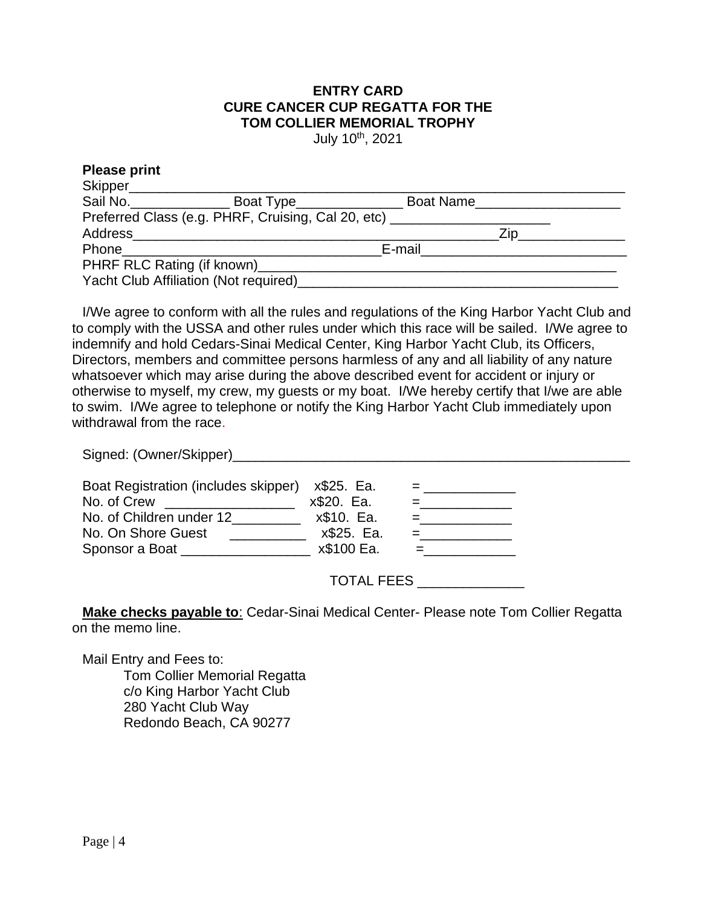**ENTRY CARD**
**CURE CANCER CUP REGATTA FOR THE**
**TOM COLLIER MEMORIAL TROPHY**
July 10th, 2021

**Please print**

Skipper_______________________________________________________________

Sail No.____________ Boat Type_____________ Boat Name__________________

Preferred Class (e.g. PHRF, Cruising, Cal 20, etc) ____________________

Address_______________________________________________Zip_____________

Phone________________________________E-mail__________________________

PHRF RLC Rating (if known)__________________________________________

Yacht Club Affiliation (Not required)__________________________________________

I/We agree to conform with all the rules and regulations of the King Harbor Yacht Club and to comply with the USSA and other rules under which this race will be sailed. I/We agree to indemnify and hold Cedars-Sinai Medical Center, King Harbor Yacht Club, its Officers, Directors, members and committee persons harmless of any and all liability of any nature whatsoever which may arise during the above described event for accident or injury or otherwise to myself, my crew, my guests or my boat. I/We hereby certify that I/we are able to swim. I/We agree to telephone or notify the King Harbor Yacht Club immediately upon withdrawal from the race.

Signed: (Owner/Skipper)_____________________________________________________

| | | |
|---|---|---|
| Boat Registration (includes skipper) | x$25. Ea. | = ___________ |
| No. of Crew ________________ | x$20. Ea. | =___________ |
| No. of Children under 12_________ | x$10. Ea. | =___________ |
| No. On Shore Guest __________ | x$25. Ea. | =___________ |
| Sponsor a Boat ________________ | x$100 Ea. | =___________ |

TOTAL FEES _____________

**Make checks payable to**: Cedar-Sinai Medical Center- Please note Tom Collier Regatta on the memo line.

Mail Entry and Fees to:

Tom Collier Memorial Regatta
c/o King Harbor Yacht Club
280 Yacht Club Way
Redondo Beach, CA 90277